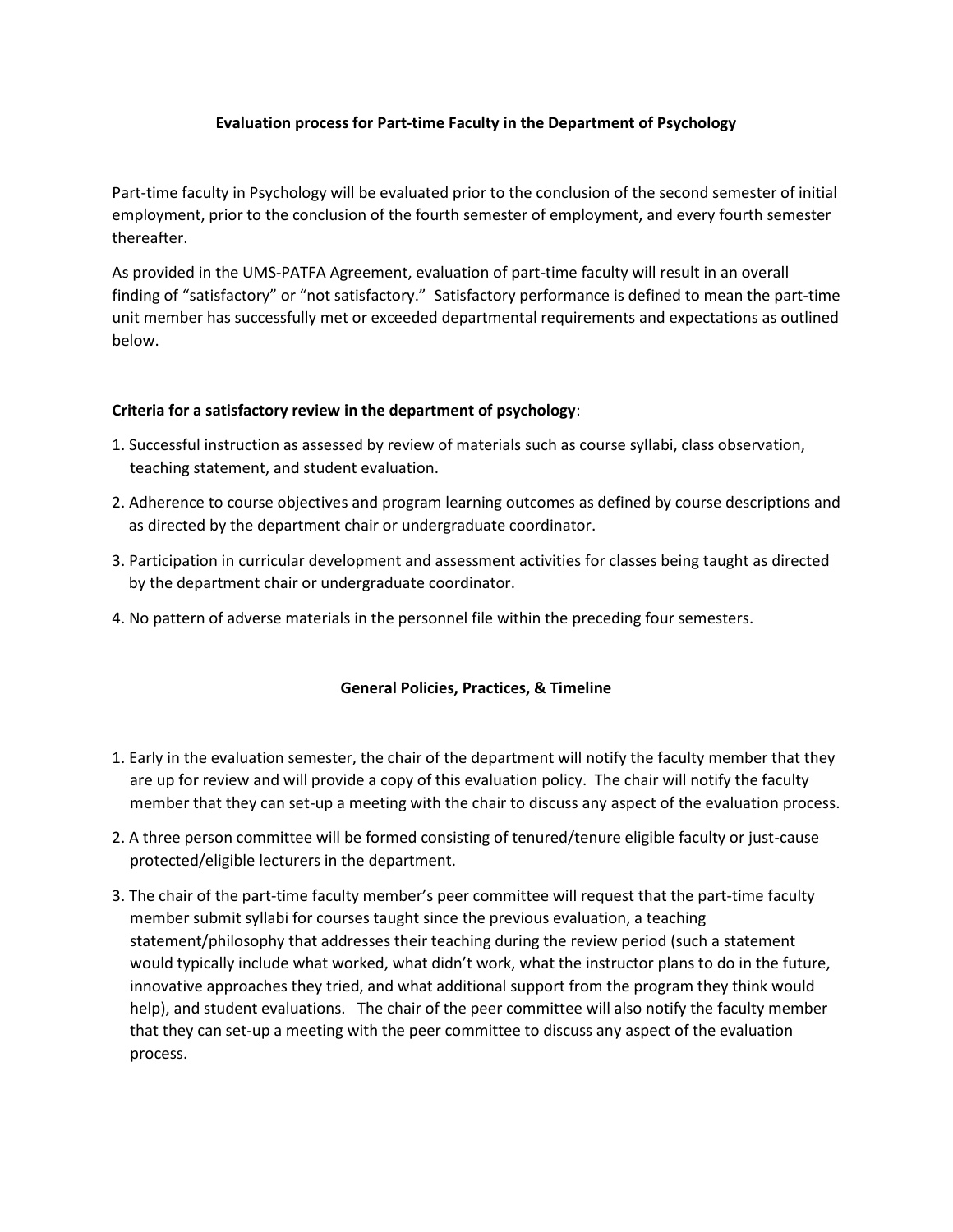# Evaluation process for Part-time Faculty in the Department of Psychology

Part-time faculty in Psychology will be evaluated prior to the conclusion of the second semester of initial employment, prior to the conclusion of the fourth semester of employment, and every fourth semester thereafter.

As provided in the UMS-PATFA Agreement, evaluation of part-time faculty will result in an overall finding of "satisfactory" or "not satisfactory." Satisfactory performance is defined to mean the part-time unit member has successfully met or exceeded departmental requirements and expectations as outlined below.

**Criteria for a satisfactory review in the department of psychology**:

1. Successful instruction as assessed by review of materials such as course syllabi, class observation, teaching statement, and student evaluation.
2. Adherence to course objectives and program learning outcomes as defined by course descriptions and as directed by the department chair or undergraduate coordinator.
3. Participation in curricular development and assessment activities for classes being taught as directed by the department chair or undergraduate coordinator.
4. No pattern of adverse materials in the personnel file within the preceding four semesters.

## General Policies, Practices, & Timeline

1. Early in the evaluation semester, the chair of the department will notify the faculty member that they are up for review and will provide a copy of this evaluation policy. The chair will notify the faculty member that they can set-up a meeting with the chair to discuss any aspect of the evaluation process.
2. A three person committee will be formed consisting of tenured/tenure eligible faculty or just-cause protected/eligible lecturers in the department.
3. The chair of the part-time faculty member's peer committee will request that the part-time faculty member submit syllabi for courses taught since the previous evaluation, a teaching statement/philosophy that addresses their teaching during the review period (such a statement would typically include what worked, what didn't work, what the instructor plans to do in the future, innovative approaches they tried, and what additional support from the program they think would help), and student evaluations. The chair of the peer committee will also notify the faculty member that they can set-up a meeting with the peer committee to discuss any aspect of the evaluation process.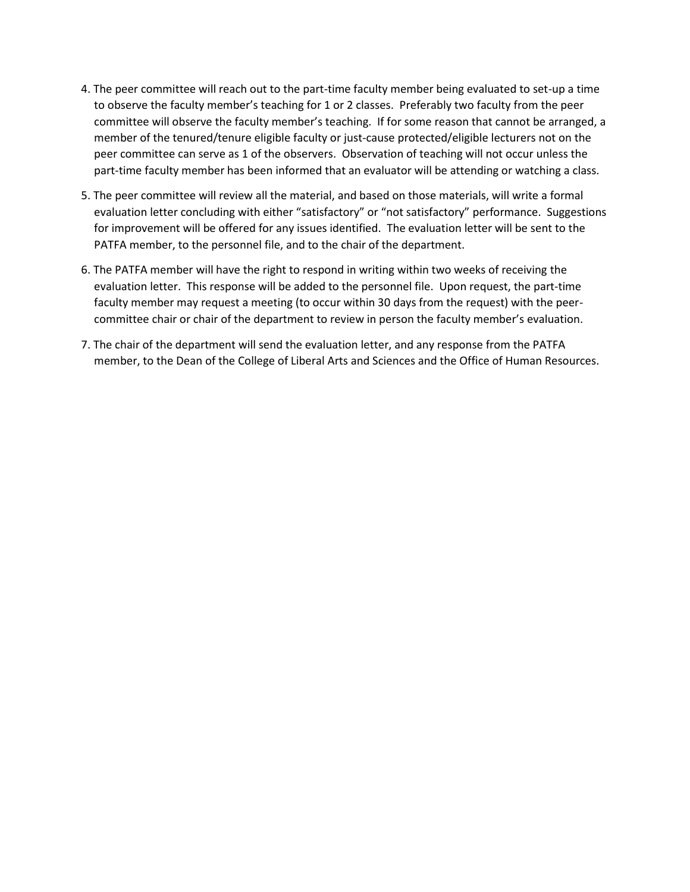4. The peer committee will reach out to the part-time faculty member being evaluated to set-up a time to observe the faculty member's teaching for 1 or 2 classes. Preferably two faculty from the peer committee will observe the faculty member's teaching. If for some reason that cannot be arranged, a member of the tenured/tenure eligible faculty or just-cause protected/eligible lecturers not on the peer committee can serve as 1 of the observers. Observation of teaching will not occur unless the part-time faculty member has been informed that an evaluator will be attending or watching a class.
5. The peer committee will review all the material, and based on those materials, will write a formal evaluation letter concluding with either "satisfactory" or "not satisfactory" performance. Suggestions for improvement will be offered for any issues identified. The evaluation letter will be sent to the PATFA member, to the personnel file, and to the chair of the department.
6. The PATFA member will have the right to respond in writing within two weeks of receiving the evaluation letter. This response will be added to the personnel file. Upon request, the part-time faculty member may request a meeting (to occur within 30 days from the request) with the peer-committee chair or chair of the department to review in person the faculty member's evaluation.
7. The chair of the department will send the evaluation letter, and any response from the PATFA member, to the Dean of the College of Liberal Arts and Sciences and the Office of Human Resources.